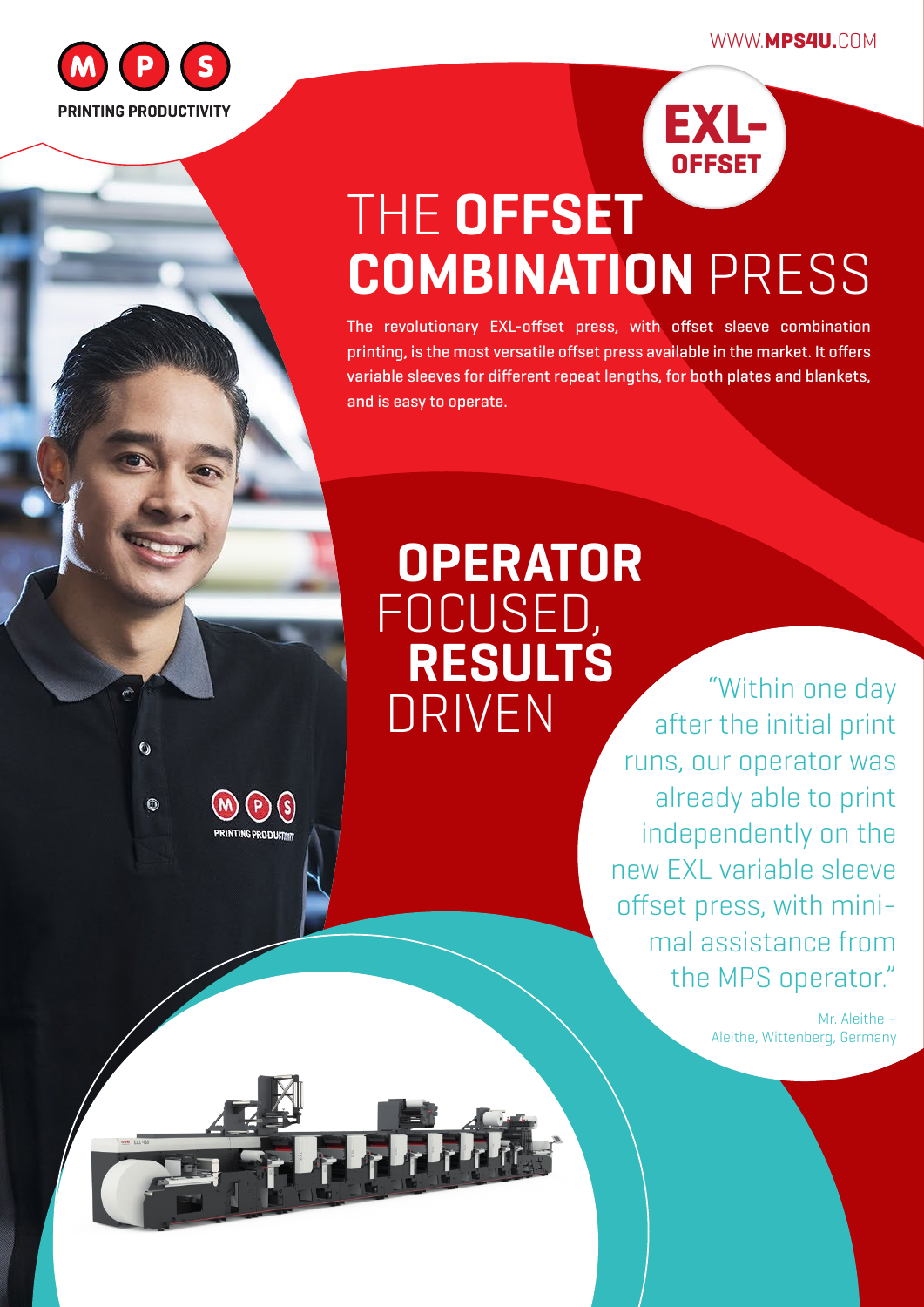WWW.**MPS4U**.COM

**MPS**

PRINTING PRODUCTIVITY

**EXL-OFFSET**

# THE **OFFSET COMBINATION** PRESS

The revolutionary EXL-offset press, with offset sleeve combination printing, is the most versatile offset press available in the market. It offers variable sleeves for different repeat lengths, for both plates and blankets, and is easy to operate.

## **OPERATOR** FOCUSED, **RESULTS** DRIVEN

"Within one day after the initial print runs, our operator was already able to print independently on the new EXL variable sleeve offset press, with minimal assistance from the MPS operator."

Mr. Aleithe – Aleithe, Wittenberg, Germany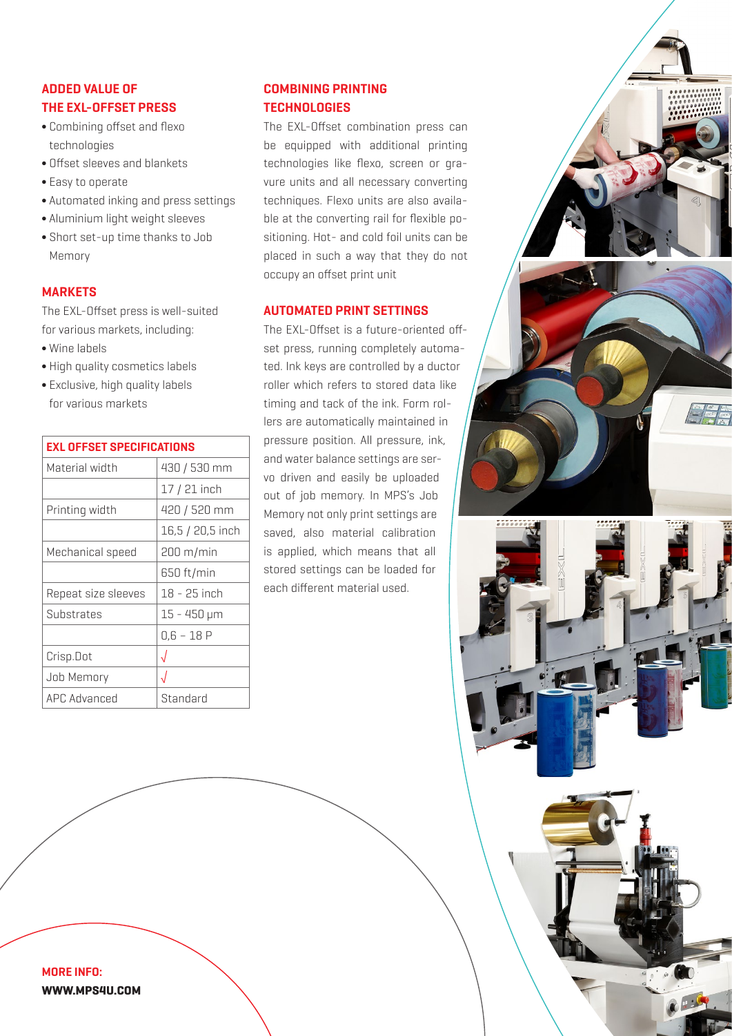## ADDED VALUE OF THE EXL-OFFSET PRESS

- Combining offset and flexo technologies
- Offset sleeves and blankets
- Easy to operate
- Automated inking and press settings
- Aluminium light weight sleeves
- Short set-up time thanks to Job Memory

## MARKETS

The EXL-Offset press is well-suited for various markets, including:

- Wine labels
- High quality cosmetics labels
- Exclusive, high quality labels for various markets

| EXL OFFSET SPECIFICATIONS | |
|---|---|
| Material width | 430 / 530 mm |
| | 17 / 21 inch |
| Printing width | 420 / 520 mm |
| | 16,5 / 20,5 inch |
| Mechanical speed | 200 m/min |
| | 650 ft/min |
| Repeat size sleeves | 18 - 25 inch |
| Substrates | 15 - 450 µm |
| | 0,6 – 18 P |
| Crisp.Dot | √ |
| Job Memory | √ |
| APC Advanced | Standard |

## COMBINING PRINTING TECHNOLOGIES

The EXL-Offset combination press can be equipped with additional printing technologies like flexo, screen or gravure units and all necessary converting techniques. Flexo units are also available at the converting rail for flexible positioning. Hot- and cold foil units can be placed in such a way that they do not occupy an offset print unit

## AUTOMATED PRINT SETTINGS

The EXL-Offset is a future-oriented offset press, running completely automated. Ink keys are controlled by a ductor roller which refers to stored data like timing and tack of the ink. Form rollers are automatically maintained in pressure position. All pressure, ink, and water balance settings are servo driven and easily be uploaded out of job memory. In MPS's Job Memory not only print settings are saved, also material calibration is applied, which means that all stored settings can be loaded for each different material used.

**MORE INFO:**
**WWW.MPS4U.COM**